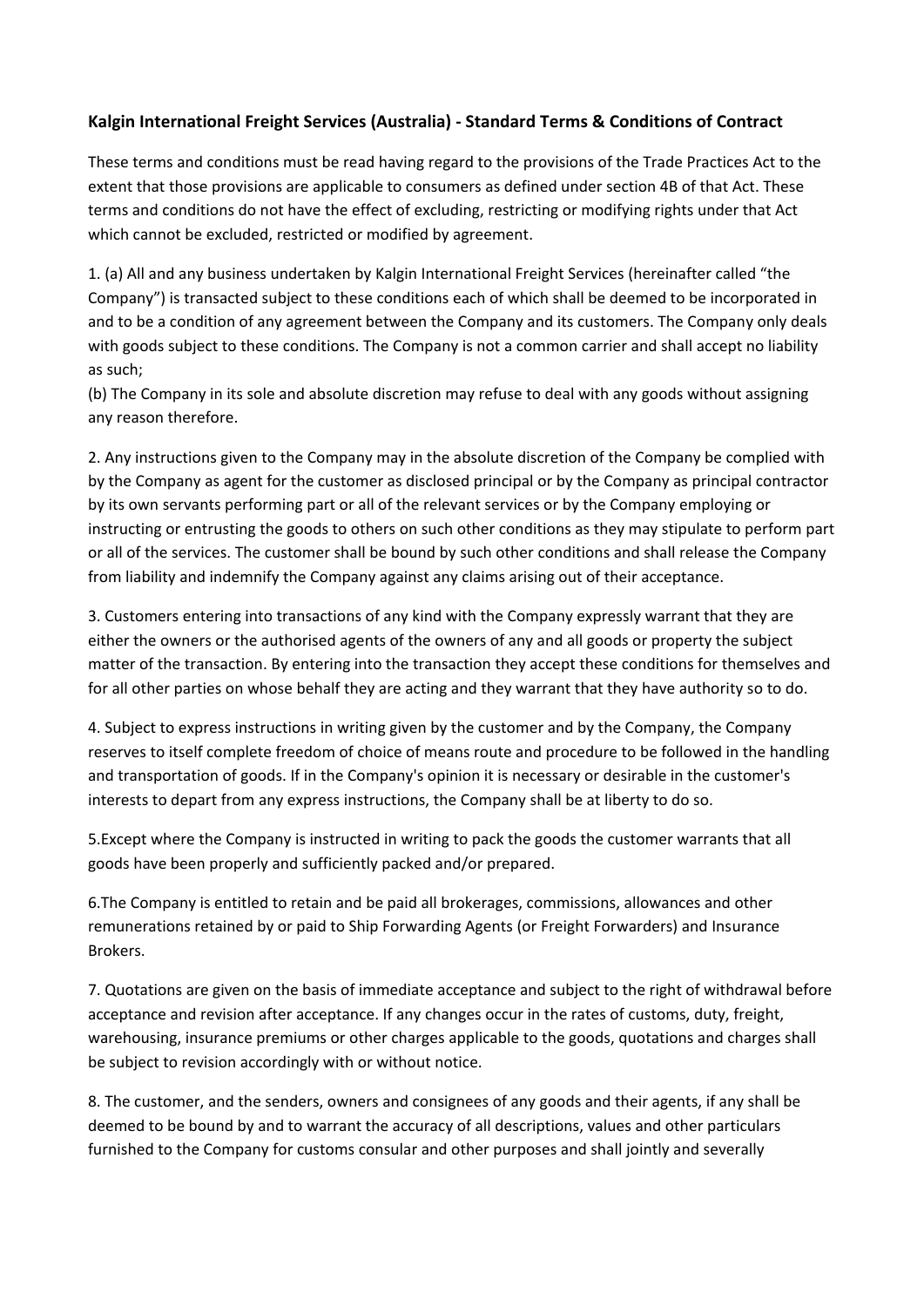**Kalgin International Freight Services (Australia) - Standard Terms & Conditions of Contract**

These terms and conditions must be read having regard to the provisions of the Trade Practices Act to the extent that those provisions are applicable to consumers as defined under section 4B of that Act. These terms and conditions do not have the effect of excluding, restricting or modifying rights under that Act which cannot be excluded, restricted or modified by agreement.

1. (a) All and any business undertaken by Kalgin International Freight Services (hereinafter called "the Company") is transacted subject to these conditions each of which shall be deemed to be incorporated in and to be a condition of any agreement between the Company and its customers. The Company only deals with goods subject to these conditions. The Company is not a common carrier and shall accept no liability as such;
(b) The Company in its sole and absolute discretion may refuse to deal with any goods without assigning any reason therefore.

2. Any instructions given to the Company may in the absolute discretion of the Company be complied with by the Company as agent for the customer as disclosed principal or by the Company as principal contractor by its own servants performing part or all of the relevant services or by the Company employing or instructing or entrusting the goods to others on such other conditions as they may stipulate to perform part or all of the services. The customer shall be bound by such other conditions and shall release the Company from liability and indemnify the Company against any claims arising out of their acceptance.

3. Customers entering into transactions of any kind with the Company expressly warrant that they are either the owners or the authorised agents of the owners of any and all goods or property the subject matter of the transaction. By entering into the transaction they accept these conditions for themselves and for all other parties on whose behalf they are acting and they warrant that they have authority so to do.

4. Subject to express instructions in writing given by the customer and by the Company, the Company reserves to itself complete freedom of choice of means route and procedure to be followed in the handling and transportation of goods. If in the Company's opinion it is necessary or desirable in the customer's interests to depart from any express instructions, the Company shall be at liberty to do so.

5.Except where the Company is instructed in writing to pack the goods the customer warrants that all goods have been properly and sufficiently packed and/or prepared.

6.The Company is entitled to retain and be paid all brokerages, commissions, allowances and other remunerations retained by or paid to Ship Forwarding Agents (or Freight Forwarders) and Insurance Brokers.

7. Quotations are given on the basis of immediate acceptance and subject to the right of withdrawal before acceptance and revision after acceptance. If any changes occur in the rates of customs, duty, freight, warehousing, insurance premiums or other charges applicable to the goods, quotations and charges shall be subject to revision accordingly with or without notice.

8. The customer, and the senders, owners and consignees of any goods and their agents, if any shall be deemed to be bound by and to warrant the accuracy of all descriptions, values and other particulars furnished to the Company for customs consular and other purposes and shall jointly and severally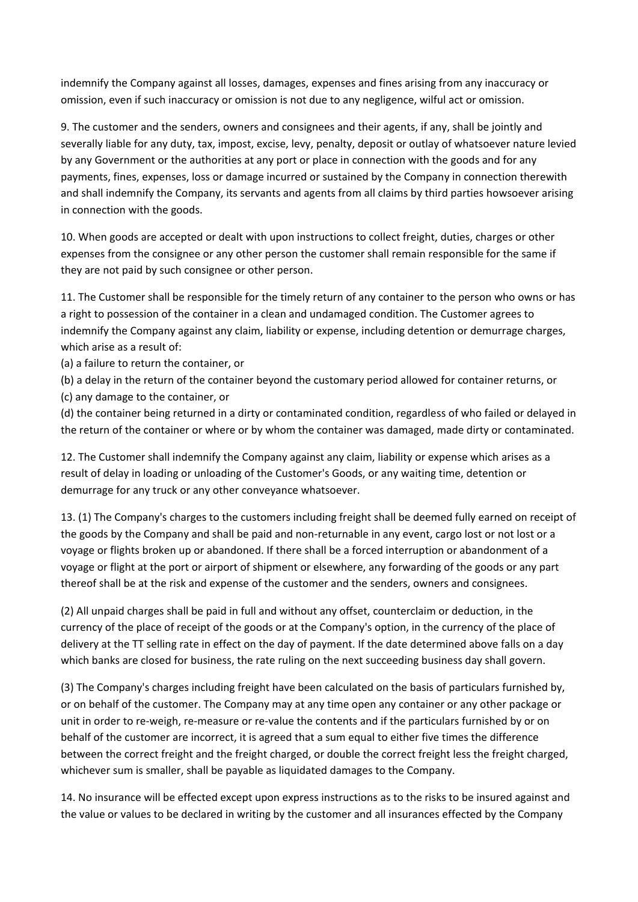indemnify the Company against all losses, damages, expenses and fines arising from any inaccuracy or omission, even if such inaccuracy or omission is not due to any negligence, wilful act or omission.

9. The customer and the senders, owners and consignees and their agents, if any, shall be jointly and severally liable for any duty, tax, impost, excise, levy, penalty, deposit or outlay of whatsoever nature levied by any Government or the authorities at any port or place in connection with the goods and for any payments, fines, expenses, loss or damage incurred or sustained by the Company in connection therewith and shall indemnify the Company, its servants and agents from all claims by third parties howsoever arising in connection with the goods.

10. When goods are accepted or dealt with upon instructions to collect freight, duties, charges or other expenses from the consignee or any other person the customer shall remain responsible for the same if they are not paid by such consignee or other person.

11. The Customer shall be responsible for the timely return of any container to the person who owns or has a right to possession of the container in a clean and undamaged condition. The Customer agrees to indemnify the Company against any claim, liability or expense, including detention or demurrage charges, which arise as a result of:

(a) a failure to return the container, or

(b) a delay in the return of the container beyond the customary period allowed for container returns, or

(c) any damage to the container, or

(d) the container being returned in a dirty or contaminated condition, regardless of who failed or delayed in the return of the container or where or by whom the container was damaged, made dirty or contaminated.

12. The Customer shall indemnify the Company against any claim, liability or expense which arises as a result of delay in loading or unloading of the Customer's Goods, or any waiting time, detention or demurrage for any truck or any other conveyance whatsoever.

13. (1) The Company's charges to the customers including freight shall be deemed fully earned on receipt of the goods by the Company and shall be paid and non-returnable in any event, cargo lost or not lost or a voyage or flights broken up or abandoned. If there shall be a forced interruption or abandonment of a voyage or flight at the port or airport of shipment or elsewhere, any forwarding of the goods or any part thereof shall be at the risk and expense of the customer and the senders, owners and consignees.

(2) All unpaid charges shall be paid in full and without any offset, counterclaim or deduction, in the currency of the place of receipt of the goods or at the Company's option, in the currency of the place of delivery at the TT selling rate in effect on the day of payment. If the date determined above falls on a day which banks are closed for business, the rate ruling on the next succeeding business day shall govern.

(3) The Company's charges including freight have been calculated on the basis of particulars furnished by, or on behalf of the customer. The Company may at any time open any container or any other package or unit in order to re-weigh, re-measure or re-value the contents and if the particulars furnished by or on behalf of the customer are incorrect, it is agreed that a sum equal to either five times the difference between the correct freight and the freight charged, or double the correct freight less the freight charged, whichever sum is smaller, shall be payable as liquidated damages to the Company.

14. No insurance will be effected except upon express instructions as to the risks to be insured against and the value or values to be declared in writing by the customer and all insurances effected by the Company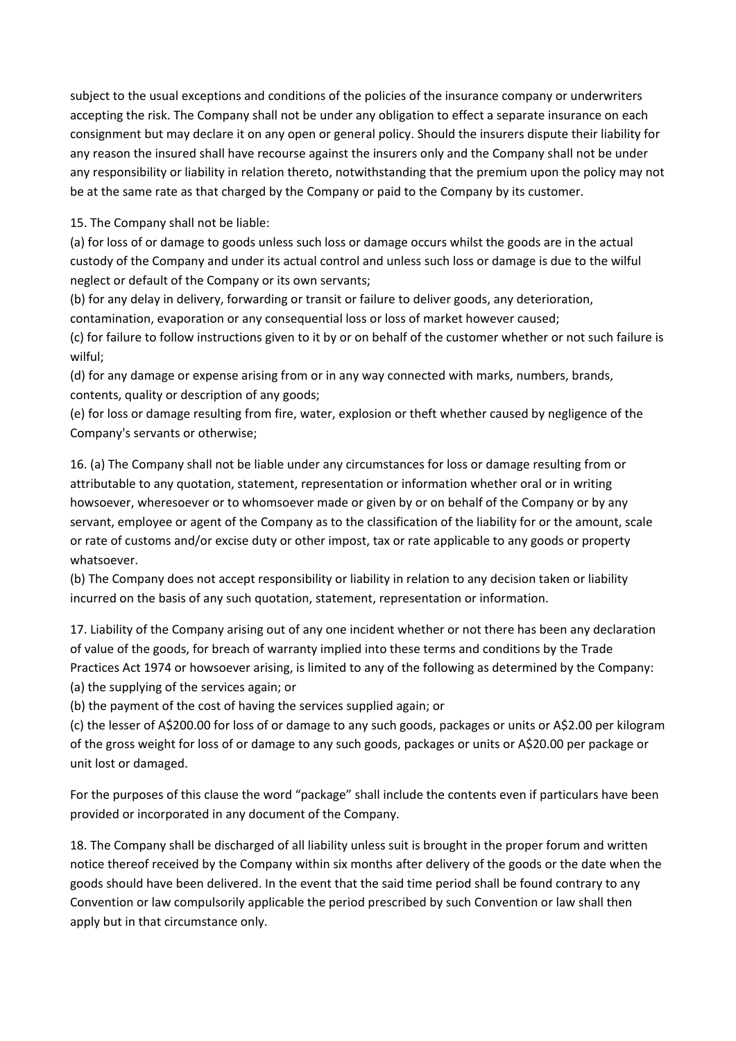subject to the usual exceptions and conditions of the policies of the insurance company or underwriters accepting the risk. The Company shall not be under any obligation to effect a separate insurance on each consignment but may declare it on any open or general policy. Should the insurers dispute their liability for any reason the insured shall have recourse against the insurers only and the Company shall not be under any responsibility or liability in relation thereto, notwithstanding that the premium upon the policy may not be at the same rate as that charged by the Company or paid to the Company by its customer.

15. The Company shall not be liable:
(a) for loss of or damage to goods unless such loss or damage occurs whilst the goods are in the actual custody of the Company and under its actual control and unless such loss or damage is due to the wilful neglect or default of the Company or its own servants;
(b) for any delay in delivery, forwarding or transit or failure to deliver goods, any deterioration, contamination, evaporation or any consequential loss or loss of market however caused;
(c) for failure to follow instructions given to it by or on behalf of the customer whether or not such failure is wilful;
(d) for any damage or expense arising from or in any way connected with marks, numbers, brands, contents, quality or description of any goods;
(e) for loss or damage resulting from fire, water, explosion or theft whether caused by negligence of the Company's servants or otherwise;

16. (a) The Company shall not be liable under any circumstances for loss or damage resulting from or attributable to any quotation, statement, representation or information whether oral or in writing howsoever, wheresoever or to whomsoever made or given by or on behalf of the Company or by any servant, employee or agent of the Company as to the classification of the liability for or the amount, scale or rate of customs and/or excise duty or other impost, tax or rate applicable to any goods or property whatsoever.
(b) The Company does not accept responsibility or liability in relation to any decision taken or liability incurred on the basis of any such quotation, statement, representation or information.

17. Liability of the Company arising out of any one incident whether or not there has been any declaration of value of the goods, for breach of warranty implied into these terms and conditions by the Trade Practices Act 1974 or howsoever arising, is limited to any of the following as determined by the Company:
(a) the supplying of the services again; or
(b) the payment of the cost of having the services supplied again; or
(c) the lesser of A$200.00 for loss of or damage to any such goods, packages or units or A$2.00 per kilogram of the gross weight for loss of or damage to any such goods, packages or units or A$20.00 per package or unit lost or damaged.

For the purposes of this clause the word "package" shall include the contents even if particulars have been provided or incorporated in any document of the Company.

18. The Company shall be discharged of all liability unless suit is brought in the proper forum and written notice thereof received by the Company within six months after delivery of the goods or the date when the goods should have been delivered. In the event that the said time period shall be found contrary to any Convention or law compulsorily applicable the period prescribed by such Convention or law shall then apply but in that circumstance only.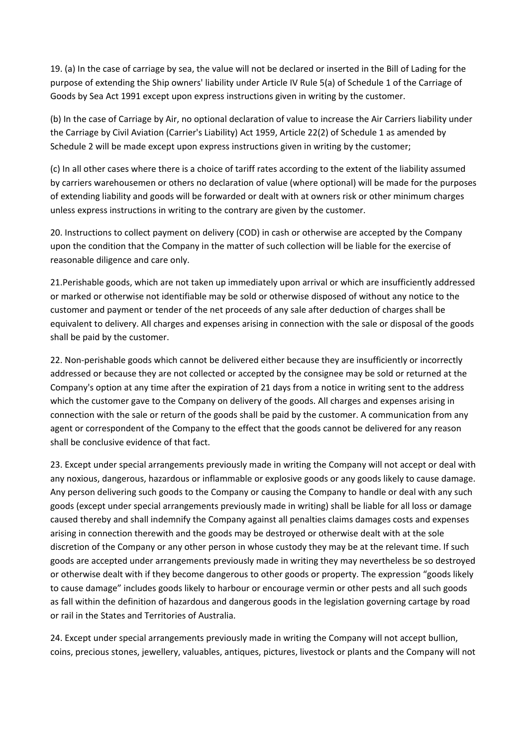19. (a) In the case of carriage by sea, the value will not be declared or inserted in the Bill of Lading for the purpose of extending the Ship owners' liability under Article IV Rule 5(a) of Schedule 1 of the Carriage of Goods by Sea Act 1991 except upon express instructions given in writing by the customer.

(b) In the case of Carriage by Air, no optional declaration of value to increase the Air Carriers liability under the Carriage by Civil Aviation (Carrier's Liability) Act 1959, Article 22(2) of Schedule 1 as amended by Schedule 2 will be made except upon express instructions given in writing by the customer;

(c) In all other cases where there is a choice of tariff rates according to the extent of the liability assumed by carriers warehousemen or others no declaration of value (where optional) will be made for the purposes of extending liability and goods will be forwarded or dealt with at owners risk or other minimum charges unless express instructions in writing to the contrary are given by the customer.

20. Instructions to collect payment on delivery (COD) in cash or otherwise are accepted by the Company upon the condition that the Company in the matter of such collection will be liable for the exercise of reasonable diligence and care only.

21.Perishable goods, which are not taken up immediately upon arrival or which are insufficiently addressed or marked or otherwise not identifiable may be sold or otherwise disposed of without any notice to the customer and payment or tender of the net proceeds of any sale after deduction of charges shall be equivalent to delivery. All charges and expenses arising in connection with the sale or disposal of the goods shall be paid by the customer.

22. Non-perishable goods which cannot be delivered either because they are insufficiently or incorrectly addressed or because they are not collected or accepted by the consignee may be sold or returned at the Company's option at any time after the expiration of 21 days from a notice in writing sent to the address which the customer gave to the Company on delivery of the goods. All charges and expenses arising in connection with the sale or return of the goods shall be paid by the customer. A communication from any agent or correspondent of the Company to the effect that the goods cannot be delivered for any reason shall be conclusive evidence of that fact.

23. Except under special arrangements previously made in writing the Company will not accept or deal with any noxious, dangerous, hazardous or inflammable or explosive goods or any goods likely to cause damage. Any person delivering such goods to the Company or causing the Company to handle or deal with any such goods (except under special arrangements previously made in writing) shall be liable for all loss or damage caused thereby and shall indemnify the Company against all penalties claims damages costs and expenses arising in connection therewith and the goods may be destroyed or otherwise dealt with at the sole discretion of the Company or any other person in whose custody they may be at the relevant time. If such goods are accepted under arrangements previously made in writing they may nevertheless be so destroyed or otherwise dealt with if they become dangerous to other goods or property. The expression "goods likely to cause damage" includes goods likely to harbour or encourage vermin or other pests and all such goods as fall within the definition of hazardous and dangerous goods in the legislation governing cartage by road or rail in the States and Territories of Australia.

24. Except under special arrangements previously made in writing the Company will not accept bullion, coins, precious stones, jewellery, valuables, antiques, pictures, livestock or plants and the Company will not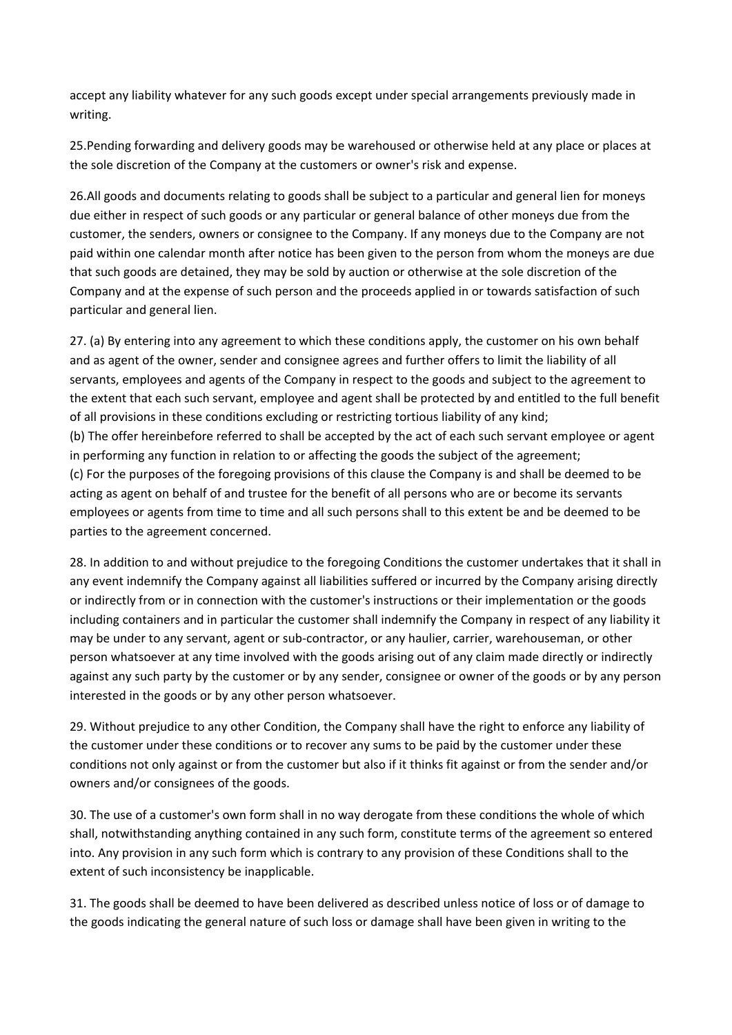accept any liability whatever for any such goods except under special arrangements previously made in writing.

25.Pending forwarding and delivery goods may be warehoused or otherwise held at any place or places at the sole discretion of the Company at the customers or owner's risk and expense.

26.All goods and documents relating to goods shall be subject to a particular and general lien for moneys due either in respect of such goods or any particular or general balance of other moneys due from the customer, the senders, owners or consignee to the Company. If any moneys due to the Company are not paid within one calendar month after notice has been given to the person from whom the moneys are due that such goods are detained, they may be sold by auction or otherwise at the sole discretion of the Company and at the expense of such person and the proceeds applied in or towards satisfaction of such particular and general lien.

27. (a) By entering into any agreement to which these conditions apply, the customer on his own behalf and as agent of the owner, sender and consignee agrees and further offers to limit the liability of all servants, employees and agents of the Company in respect to the goods and subject to the agreement to the extent that each such servant, employee and agent shall be protected by and entitled to the full benefit of all provisions in these conditions excluding or restricting tortious liability of any kind;
(b) The offer hereinbefore referred to shall be accepted by the act of each such servant employee or agent in performing any function in relation to or affecting the goods the subject of the agreement;
(c) For the purposes of the foregoing provisions of this clause the Company is and shall be deemed to be acting as agent on behalf of and trustee for the benefit of all persons who are or become its servants employees or agents from time to time and all such persons shall to this extent be and be deemed to be parties to the agreement concerned.

28. In addition to and without prejudice to the foregoing Conditions the customer undertakes that it shall in any event indemnify the Company against all liabilities suffered or incurred by the Company arising directly or indirectly from or in connection with the customer's instructions or their implementation or the goods including containers and in particular the customer shall indemnify the Company in respect of any liability it may be under to any servant, agent or sub-contractor, or any haulier, carrier, warehouseman, or other person whatsoever at any time involved with the goods arising out of any claim made directly or indirectly against any such party by the customer or by any sender, consignee or owner of the goods or by any person interested in the goods or by any other person whatsoever.

29. Without prejudice to any other Condition, the Company shall have the right to enforce any liability of the customer under these conditions or to recover any sums to be paid by the customer under these conditions not only against or from the customer but also if it thinks fit against or from the sender and/or owners and/or consignees of the goods.

30. The use of a customer's own form shall in no way derogate from these conditions the whole of which shall, notwithstanding anything contained in any such form, constitute terms of the agreement so entered into. Any provision in any such form which is contrary to any provision of these Conditions shall to the extent of such inconsistency be inapplicable.

31. The goods shall be deemed to have been delivered as described unless notice of loss or of damage to the goods indicating the general nature of such loss or damage shall have been given in writing to the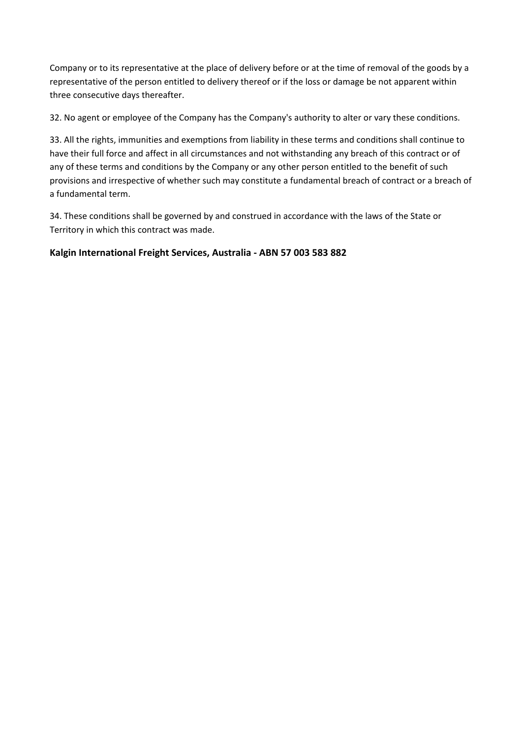Company or to its representative at the place of delivery before or at the time of removal of the goods by a representative of the person entitled to delivery thereof or if the loss or damage be not apparent within three consecutive days thereafter.

32. No agent or employee of the Company has the Company's authority to alter or vary these conditions.

33. All the rights, immunities and exemptions from liability in these terms and conditions shall continue to have their full force and affect in all circumstances and not withstanding any breach of this contract or of any of these terms and conditions by the Company or any other person entitled to the benefit of such provisions and irrespective of whether such may constitute a fundamental breach of contract or a breach of a fundamental term.

34. These conditions shall be governed by and construed in accordance with the laws of the State or Territory in which this contract was made.

**Kalgin International Freight Services, Australia - ABN 57 003 583 882**